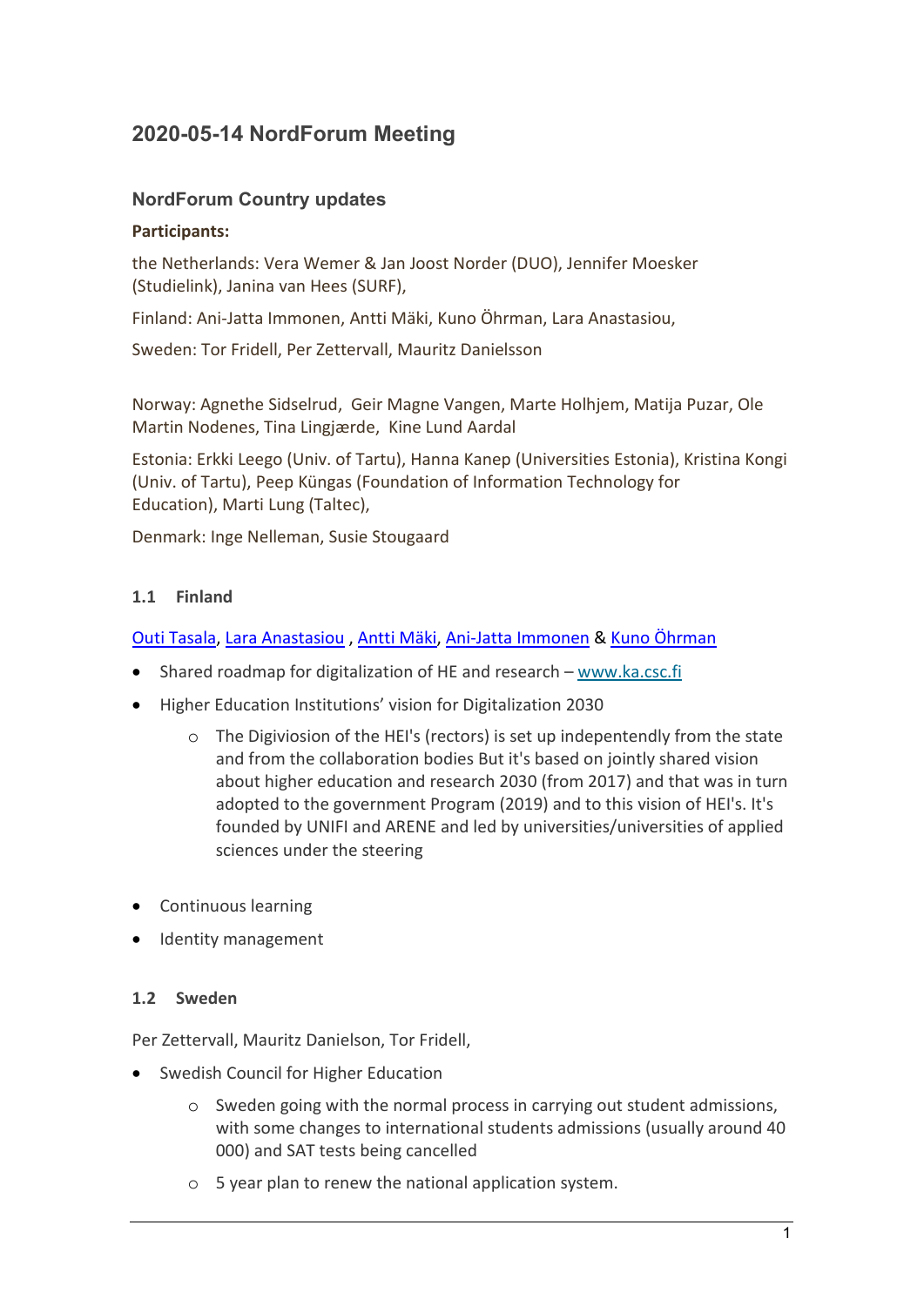# 2020-05-14 NordForum Meeting

## NordForum Country updates

**Participants:**

the Netherlands: Vera Wemer & Jan Joost Norder (DUO), Jennifer Moesker (Studielink), Janina van Hees (SURF),

Finland: Ani-Jatta Immonen, Antti Mäki, Kuno Öhrman, Lara Anastasiou,

Sweden: Tor Fridell, Per Zettervall, Mauritz Danielsson

Norway: Agnethe Sidselrud, Geir Magne Vangen, Marte Holhjem, Matija Puzar, Ole Martin Nodenes, Tina Lingjærde, Kine Lund Aardal

Estonia: Erkki Leego (Univ. of Tartu), Hanna Kanep (Universities Estonia), Kristina Kongi (Univ. of Tartu), Peep Küngas (Foundation of Information Technology for Education), Marti Lung (Taltec),

Denmark: Inge Nelleman, Susie Stougaard

### 1.1 Finland

Outi Tasala, Lara Anastasiou , Antti Mäki, Ani-Jatta Immonen & Kuno Öhrman

- Shared roadmap for digitalization of HE and research – www.ka.csc.fi
- Higher Education Institutions' vision for Digitalization 2030
    - The Digiviosion of the HEI's (rectors) is set up independently from the state and from the collaboration bodies But it's based on jointly shared vision about higher education and research 2030 (from 2017) and that was in turn adopted to the government Program (2019) and to this vision of HEI's. It's founded by UNIFI and ARENE and led by universities/universities of applied sciences under the steering
- Continuous learning
- Identity management

### 1.2 Sweden

Per Zettervall, Mauritz Danielson, Tor Fridell,

- Swedish Council for Higher Education
    - Sweden going with the normal process in carrying out student admissions, with some changes to international students admissions (usually around 40 000) and SAT tests being cancelled
    - 5 year plan to renew the national application system.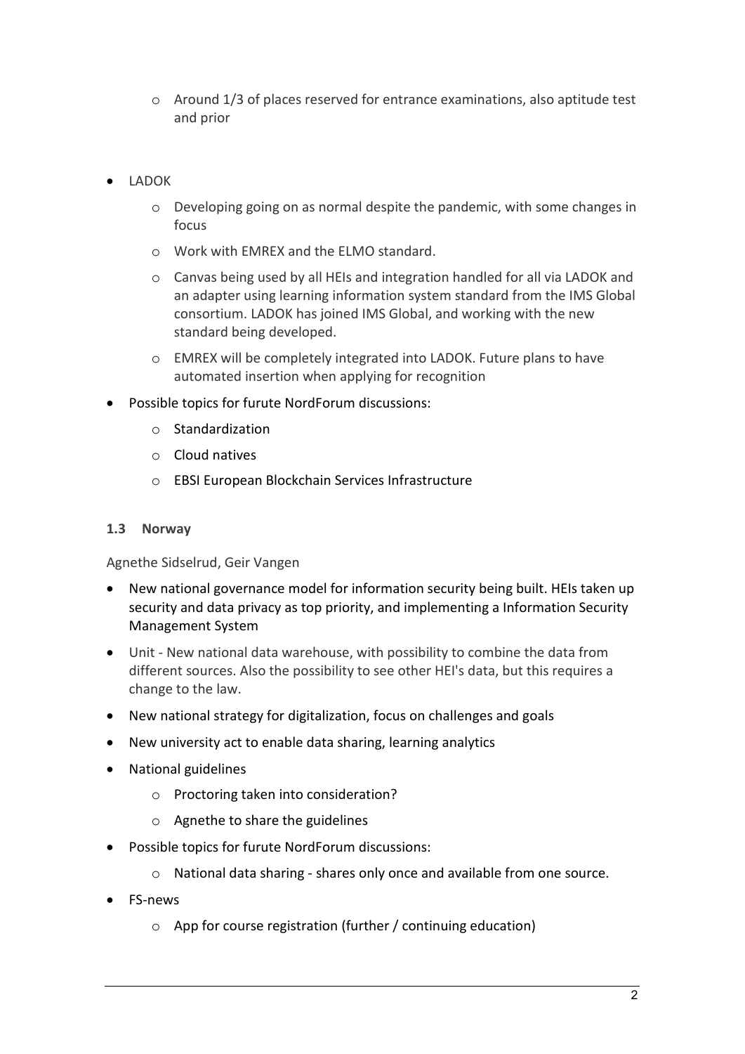- Around 1/3 of places reserved for entrance examinations, also aptitude test and prior

- LADOK
  - Developing going on as normal despite the pandemic, with some changes in focus
  - Work with EMREX and the ELMO standard.
  - Canvas being used by all HEIs and integration handled for all via LADOK and an adapter using learning information system standard from the IMS Global consortium. LADOK has joined IMS Global, and working with the new standard being developed.
  - EMREX will be completely integrated into LADOK. Future plans to have automated insertion when applying for recognition
- Possible topics for furute NordForum discussions:
  - Standardization
  - Cloud natives
  - EBSI European Blockchain Services Infrastructure

### 1.3 Norway

Agnethe Sidselrud, Geir Vangen

- New national governance model for information security being built. HEIs taken up security and data privacy as top priority, and implementing a Information Security Management System
- Unit - New national data warehouse, with possibility to combine the data from different sources. Also the possibility to see other HEI's data, but this requires a change to the law.
- New national strategy for digitalization, focus on challenges and goals
- New university act to enable data sharing, learning analytics
- National guidelines
  - Proctoring taken into consideration?
  - Agnethe to share the guidelines
- Possible topics for furute NordForum discussions:
  - National data sharing - shares only once and available from one source.
- FS-news
  - App for course registration (further / continuing education)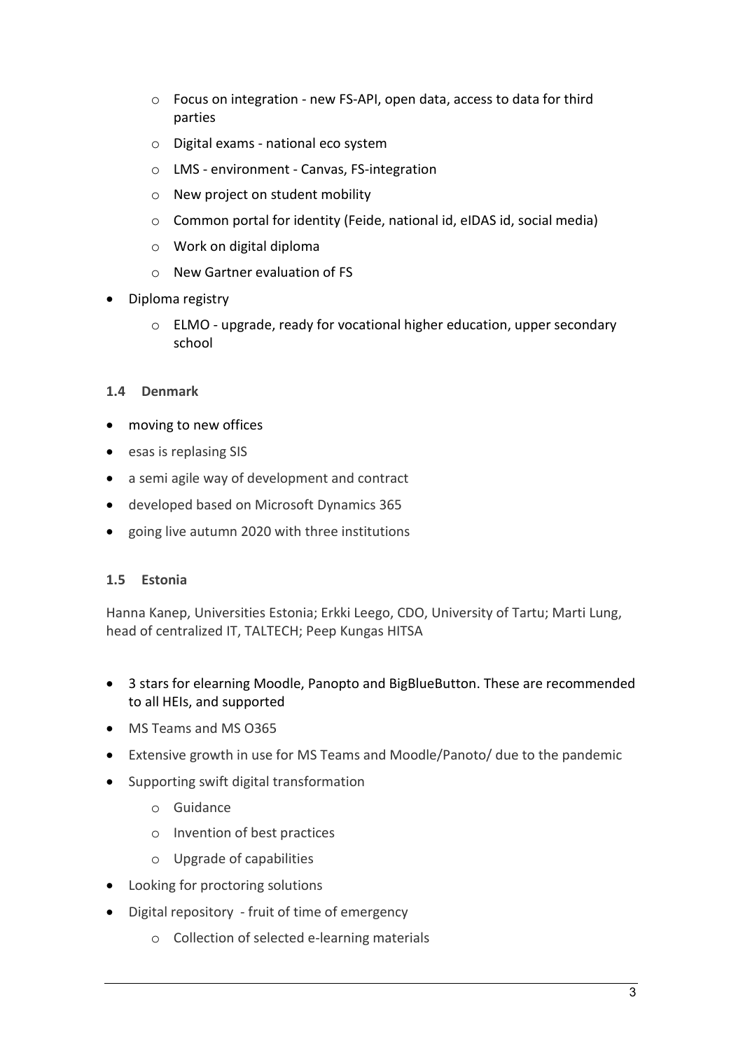- Focus on integration - new FS-API, open data, access to data for third parties
- Digital exams - national eco system
- LMS - environment - Canvas, FS-integration
- New project on student mobility
- Common portal for identity (Feide, national id, eIDAS id, social media)
- Work on digital diploma
- New Gartner evaluation of FS

- Diploma registry
  - ELMO - upgrade, ready for vocational higher education, upper secondary school

### 1.4 Denmark

- moving to new offices
- esas is replasing SIS
- a semi agile way of development and contract
- developed based on Microsoft Dynamics 365
- going live autumn 2020 with three institutions

### 1.5 Estonia

Hanna Kanep, Universities Estonia; Erkki Leego, CDO, University of Tartu; Marti Lung, head of centralized IT, TALTECH; Peep Kungas HITSA

- 3 stars for elearning Moodle, Panopto and BigBlueButton. These are recommended to all HEIs, and supported
- MS Teams and MS O365
- Extensive growth in use for MS Teams and Moodle/Panoto/ due to the pandemic
- Supporting swift digital transformation
  - Guidance
  - Invention of best practices
  - Upgrade of capabilities
- Looking for proctoring solutions
- Digital repository - fruit of time of emergency
  - Collection of selected e-learning materials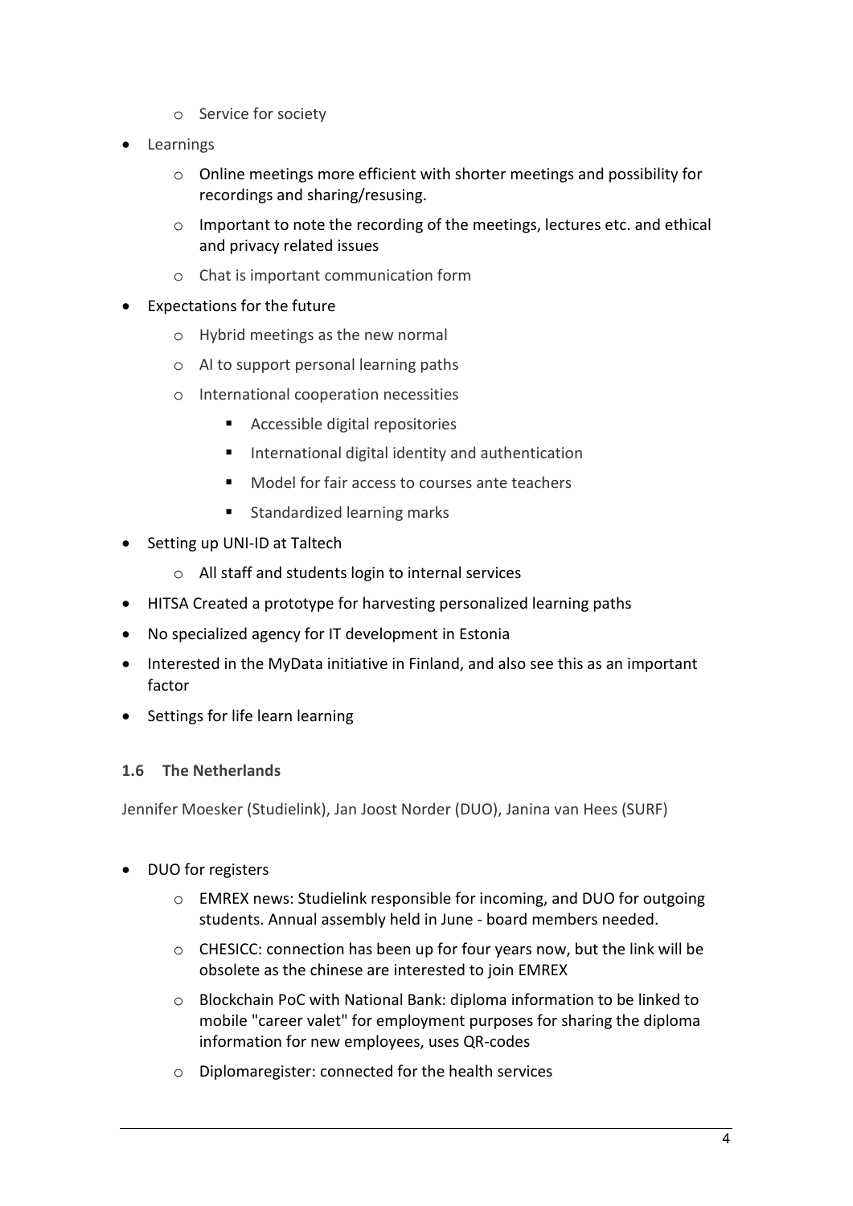- Service for society
- Learnings
  - Online meetings more efficient with shorter meetings and possibility for recordings and sharing/resusing.
  - Important to note the recording of the meetings, lectures etc. and ethical and privacy related issues
  - Chat is important communication form
- Expectations for the future
  - Hybrid meetings as the new normal
  - AI to support personal learning paths
  - International cooperation necessities
    - Accessible digital repositories
    - International digital identity and authentication
    - Model for fair access to courses ante teachers
    - Standardized learning marks
- Setting up UNI-ID at Taltech
  - All staff and students login to internal services
- HITSA Created a prototype for harvesting personalized learning paths
- No specialized agency for IT development in Estonia
- Interested in the MyData initiative in Finland, and also see this as an important factor
- Settings for life learn learning

### 1.6 The Netherlands

Jennifer Moesker (Studielink), Jan Joost Norder (DUO), Janina van Hees (SURF)

- DUO for registers
  - EMREX news: Studielink responsible for incoming, and DUO for outgoing students. Annual assembly held in June - board members needed.
  - CHESICC: connection has been up for four years now, but the link will be obsolete as the chinese are interested to join EMREX
  - Blockchain PoC with National Bank: diploma information to be linked to mobile "career valet" for employment purposes for sharing the diploma information for new employees, uses QR-codes
  - Diplomaregister: connected for the health services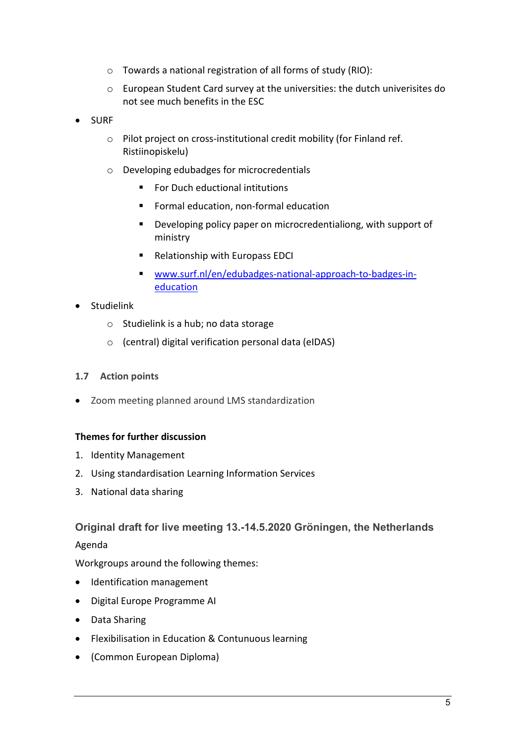- Towards a national registration of all forms of study (RIO):
    - European Student Card survey at the universities: the dutch univerisites do not see much benefits in the ESC
- SURF
    - Pilot project on cross-institutional credit mobility (for Finland ref. Ristiinopiskelu)
    - Developing edubadges for microcredentials
        - For Duch eductional intitutions
        - Formal education, non-formal education
        - Developing policy paper on microcredentialiong, with support of ministry
        - Relationship with Europass EDCI
        - [www.surf.nl/en/edubadges-national-approach-to-badges-in-education](www.surf.nl/en/edubadges-national-approach-to-badges-in-education)
- Studielink
    - Studielink is a hub; no data storage
    - (central) digital verification personal data (eIDAS)

### 1.7 Action points

- Zoom meeting planned around LMS standardization

**Themes for further discussion**

1. Identity Management
2. Using standardisation Learning Information Services
3. National data sharing

### Original draft for live meeting 13.-14.5.2020 Gröningen, the Netherlands

Agenda

Workgroups around the following themes:

- Identification management
- Digital Europe Programme AI
- Data Sharing
- Flexibilisation in Education & Contunuous learning
- (Common European Diploma)